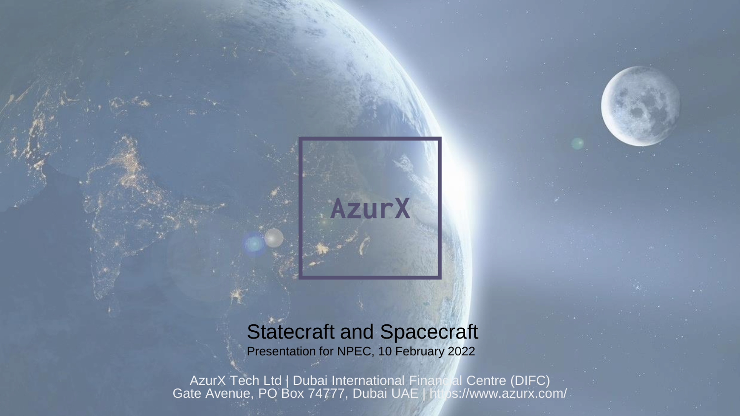AzurX

# Statecraft and Spacecraft

Presentation for NPEC, 10 February 2022

AzurX Tech Ltd | Dubai International Financial Centre (DIFC)
Gate Avenue, PO Box 74777, Dubai UAE | https://www.azurx.com/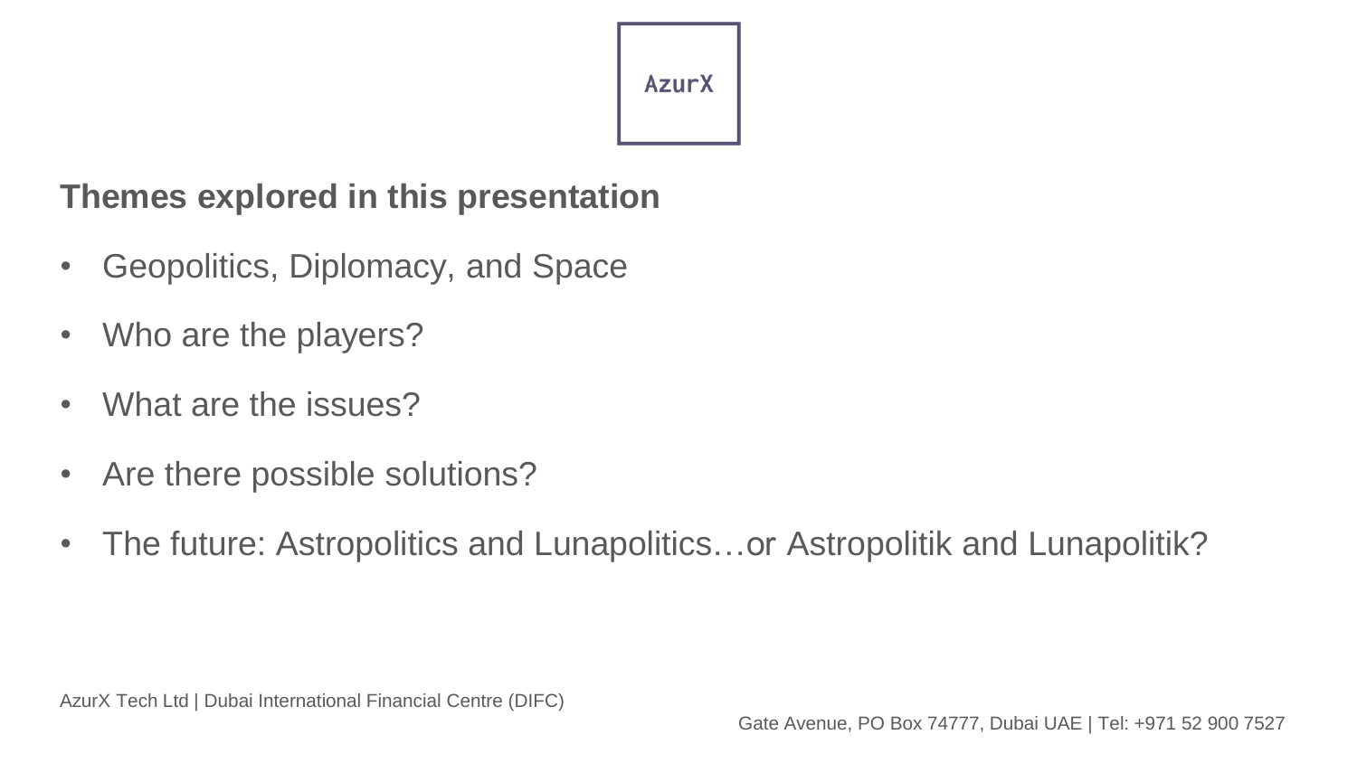AzurX

## Themes explored in this presentation

- Geopolitics, Diplomacy, and Space
- Who are the players?
- What are the issues?
- Are there possible solutions?
- The future: Astropolitics and Lunapolitics…or Astropolitik and Lunapolitik?

AzurX Tech Ltd | Dubai International Financial Centre (DIFC)

Gate Avenue, PO Box 74777, Dubai UAE | Tel: +971 52 900 7527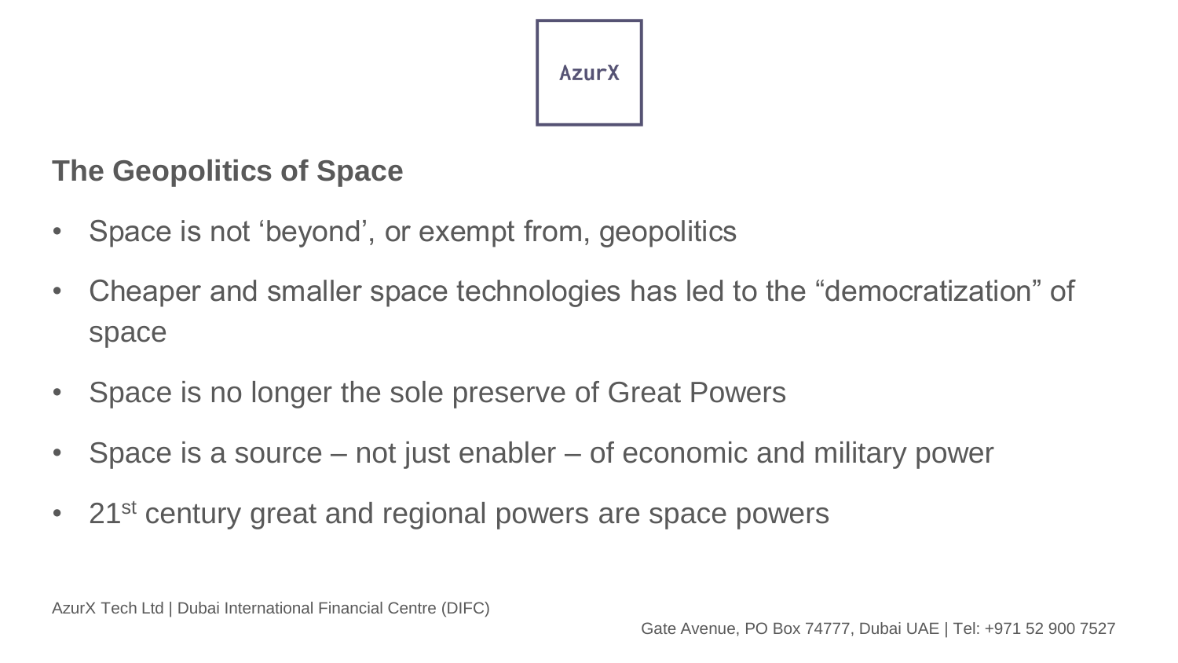AzurX

## The Geopolitics of Space

- Space is not 'beyond', or exempt from, geopolitics
- Cheaper and smaller space technologies has led to the "democratization" of space
- Space is no longer the sole preserve of Great Powers
- Space is a source – not just enabler – of economic and military power
- 21st century great and regional powers are space powers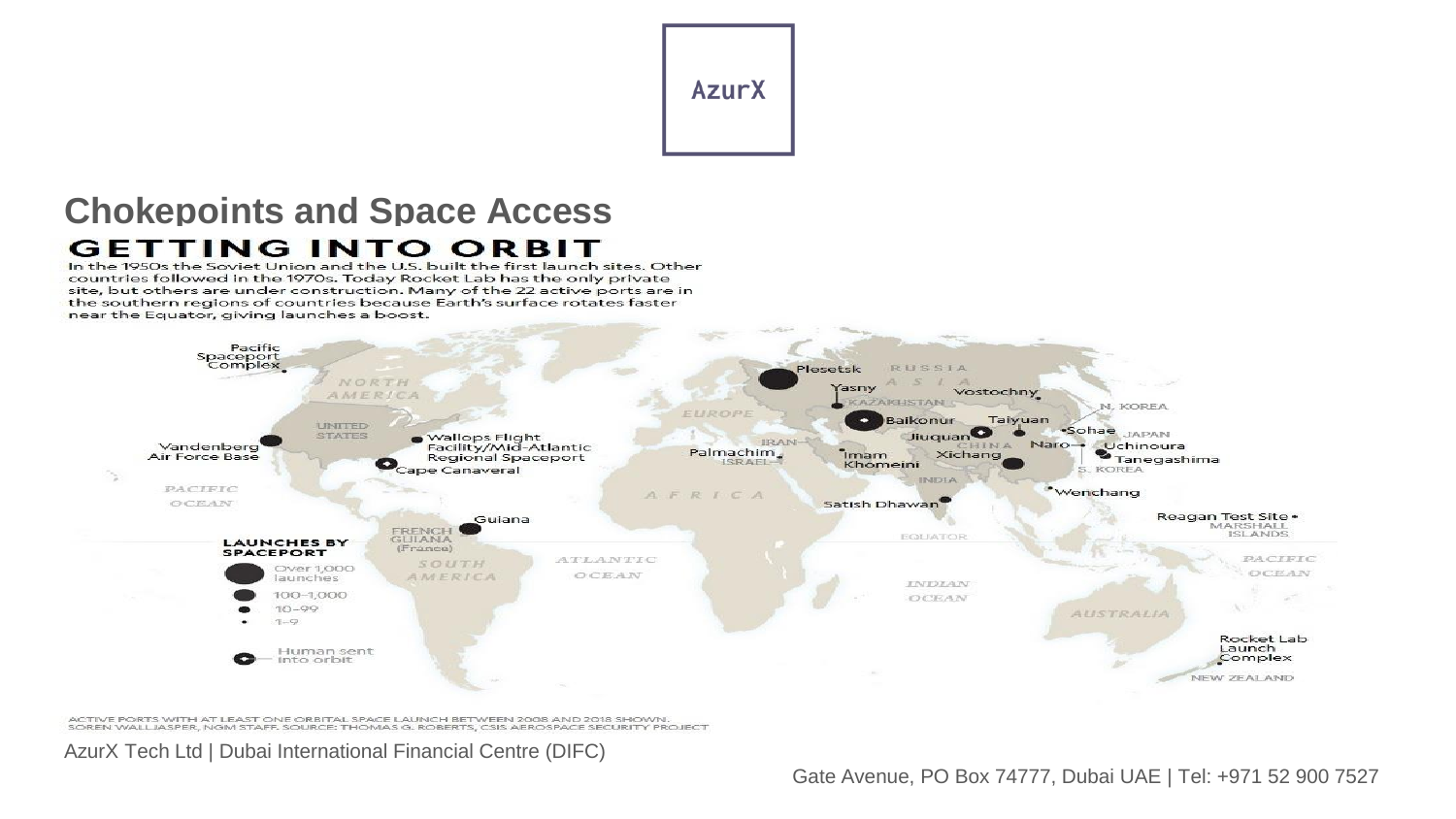## Chokepoints and Space Access

### GETTING INTO ORBIT

In the 1950s the Soviet Union and the U.S. built the first launch sites. Other countries followed in the 1970s. Today Rocket Lab has the only private site, but others are under construction. Many of the 22 active ports are in the southern regions of countries because Earth's surface rotates faster near the Equator, giving launches a boost.

Pacific Spaceport Complex · Vandenberg Air Force Base · Wallops Flight Facility/Mid-Atlantic Regional Spaceport · Cape Canaveral · Guiana · Plesetsk · Yasny · Vostochny · Baikonur · Jiuquan · Taiyuan · Sohae · Naro · Uchinoura · Tanegashima · Palmachim · Imam Khomeini · Xichang · Wenchang · Satish Dhawan · Reagan Test Site · Rocket Lab Launch Complex

**LAUNCHES BY SPACEPORT**

- Over 1,000 launches
- 100–1,000
- 10–99
- 1–9
- Human sent into orbit

ACTIVE PORTS WITH AT LEAST ONE ORBITAL SPACE LAUNCH BETWEEN 2008 AND 2018 SHOWN.
SOREN WALLJASPER, NGM STAFF. SOURCE: THOMAS G. ROBERTS, CSIS AEROSPACE SECURITY PROJECT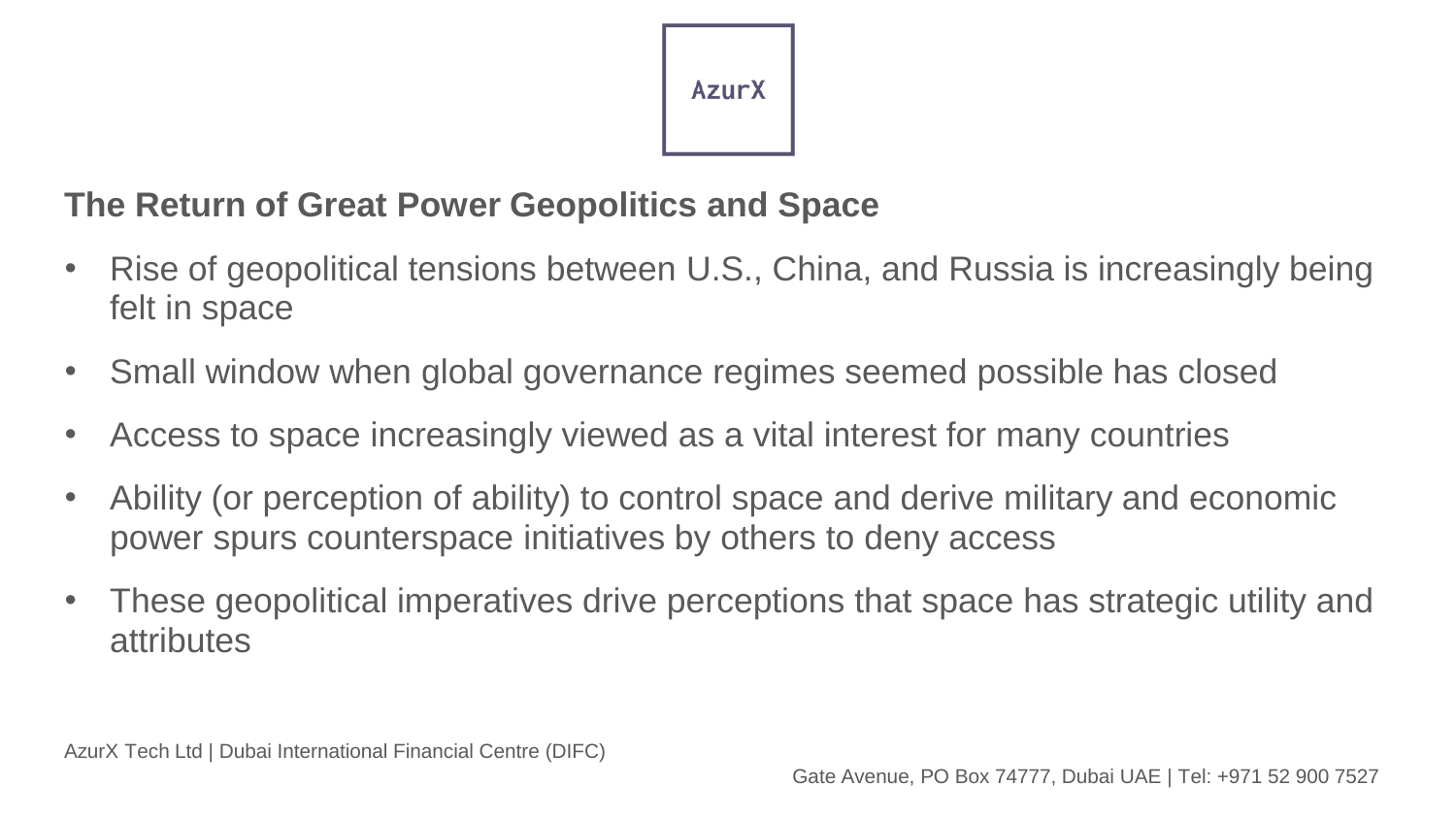## The Return of Great Power Geopolitics and Space

- Rise of geopolitical tensions between U.S., China, and Russia is increasingly being felt in space
- Small window when global governance regimes seemed possible has closed
- Access to space increasingly viewed as a vital interest for many countries
- Ability (or perception of ability) to control space and derive military and economic power spurs counterspace initiatives by others to deny access
- These geopolitical imperatives drive perceptions that space has strategic utility and attributes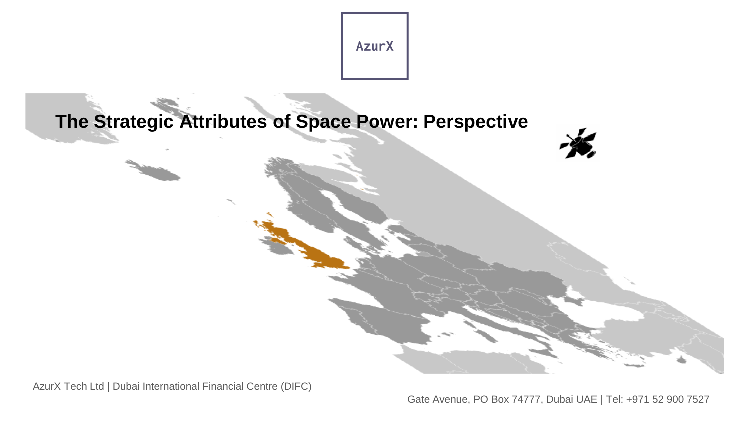AzurX

# The Strategic Attributes of Space Power: Perspective

AzurX Tech Ltd | Dubai International Financial Centre (DIFC)

Gate Avenue, PO Box 74777, Dubai UAE | Tel: +971 52 900 7527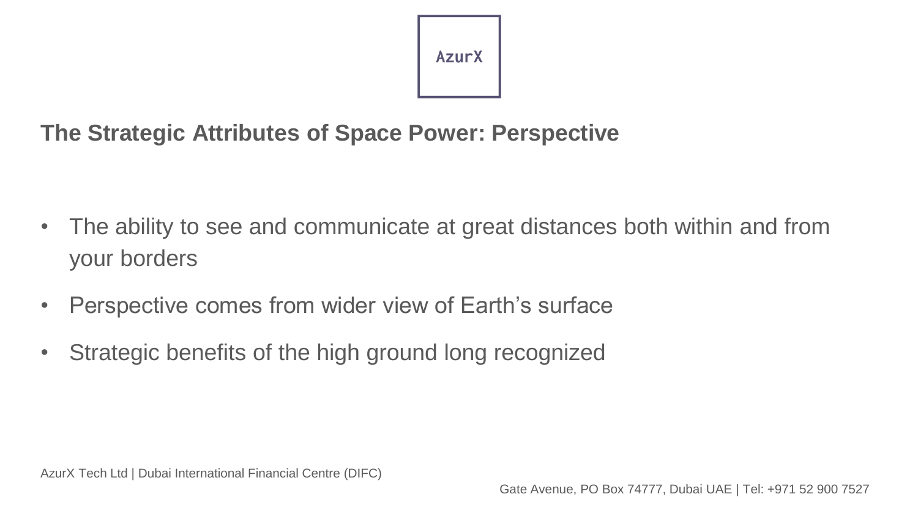## The Strategic Attributes of Space Power: Perspective

- The ability to see and communicate at great distances both within and from your borders
- Perspective comes from wider view of Earth's surface
- Strategic benefits of the high ground long recognized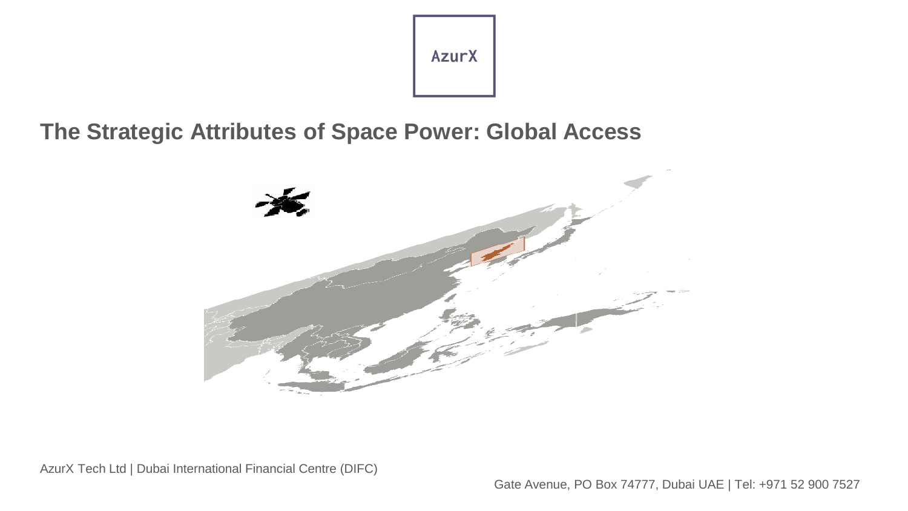AzurX

## The Strategic Attributes of Space Power: Global Access

AzurX Tech Ltd | Dubai International Financial Centre (DIFC)

Gate Avenue, PO Box 74777, Dubai UAE | Tel: +971 52 900 7527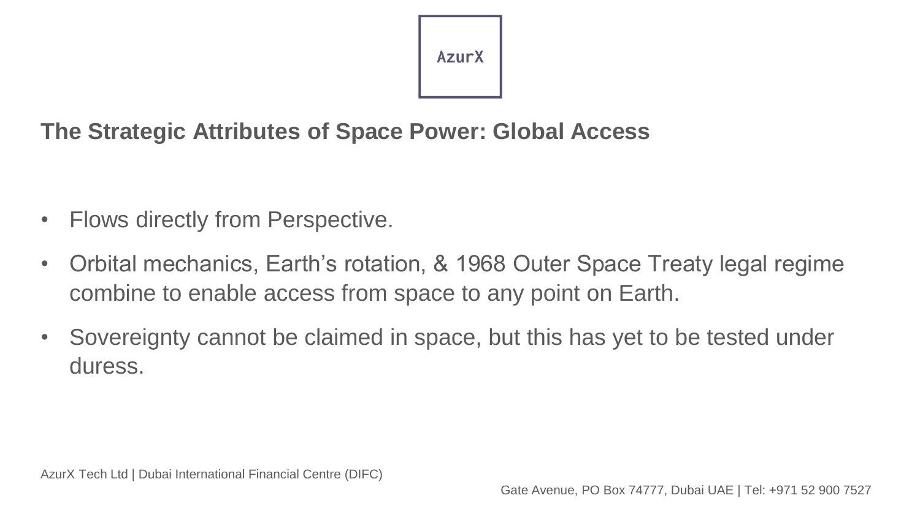AzurX

## The Strategic Attributes of Space Power: Global Access

- Flows directly from Perspective.
- Orbital mechanics, Earth's rotation, & 1968 Outer Space Treaty legal regime combine to enable access from space to any point on Earth.
- Sovereignty cannot be claimed in space, but this has yet to be tested under duress.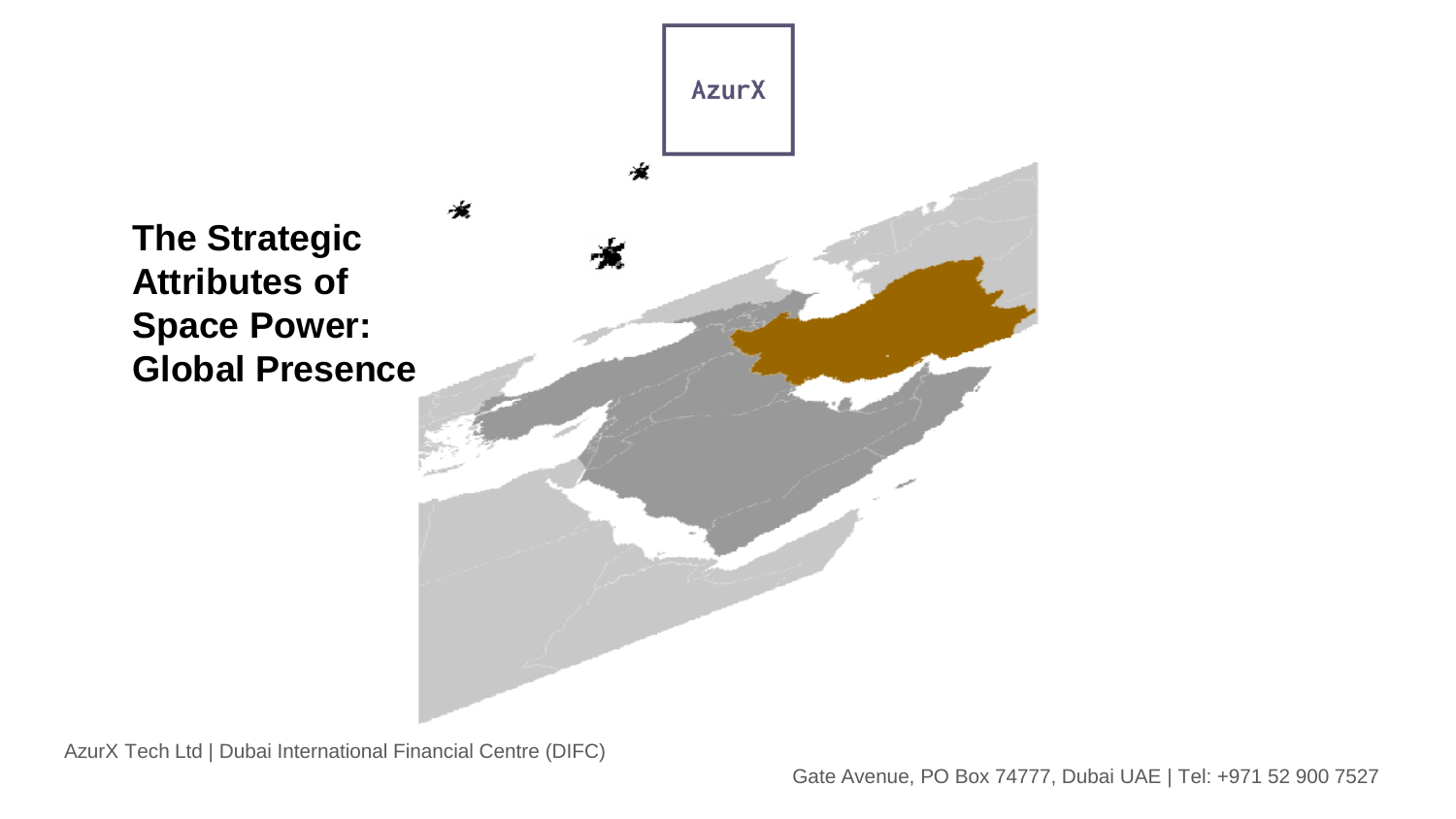AzurX

# The Strategic Attributes of Space Power: Global Presence

AzurX Tech Ltd | Dubai International Financial Centre (DIFC)

Gate Avenue, PO Box 74777, Dubai UAE | Tel: +971 52 900 7527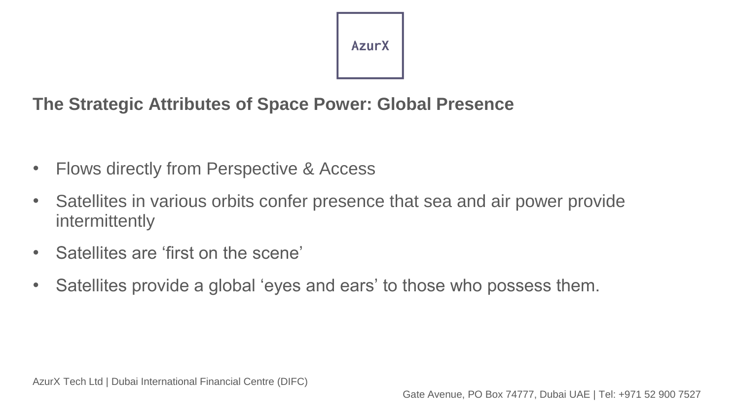## The Strategic Attributes of Space Power: Global Presence

- Flows directly from Perspective & Access
- Satellites in various orbits confer presence that sea and air power provide intermittently
- Satellites are ‘first on the scene’
- Satellites provide a global ‘eyes and ears’ to those who possess them.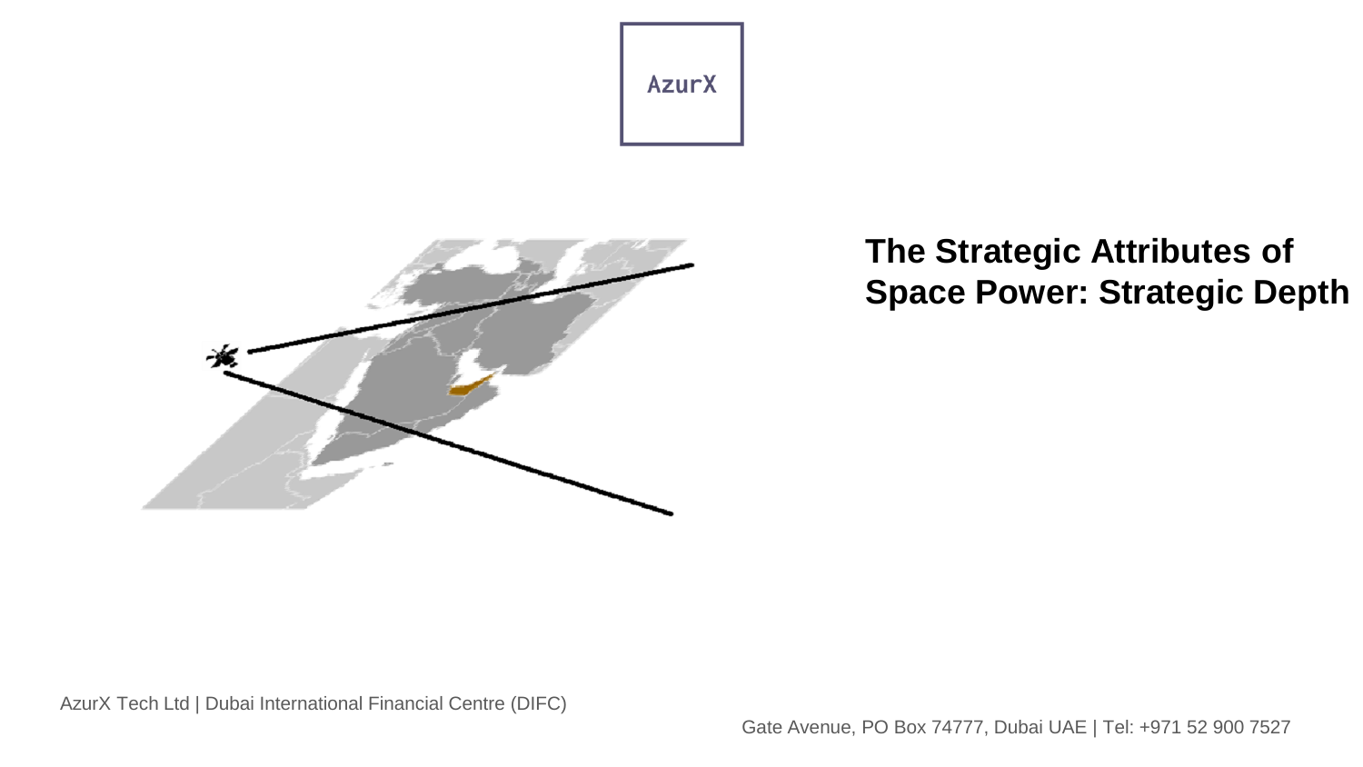AzurX

# The Strategic Attributes of Space Power: Strategic Depth

AzurX Tech Ltd | Dubai International Financial Centre (DIFC)

Gate Avenue, PO Box 74777, Dubai UAE | Tel: +971 52 900 7527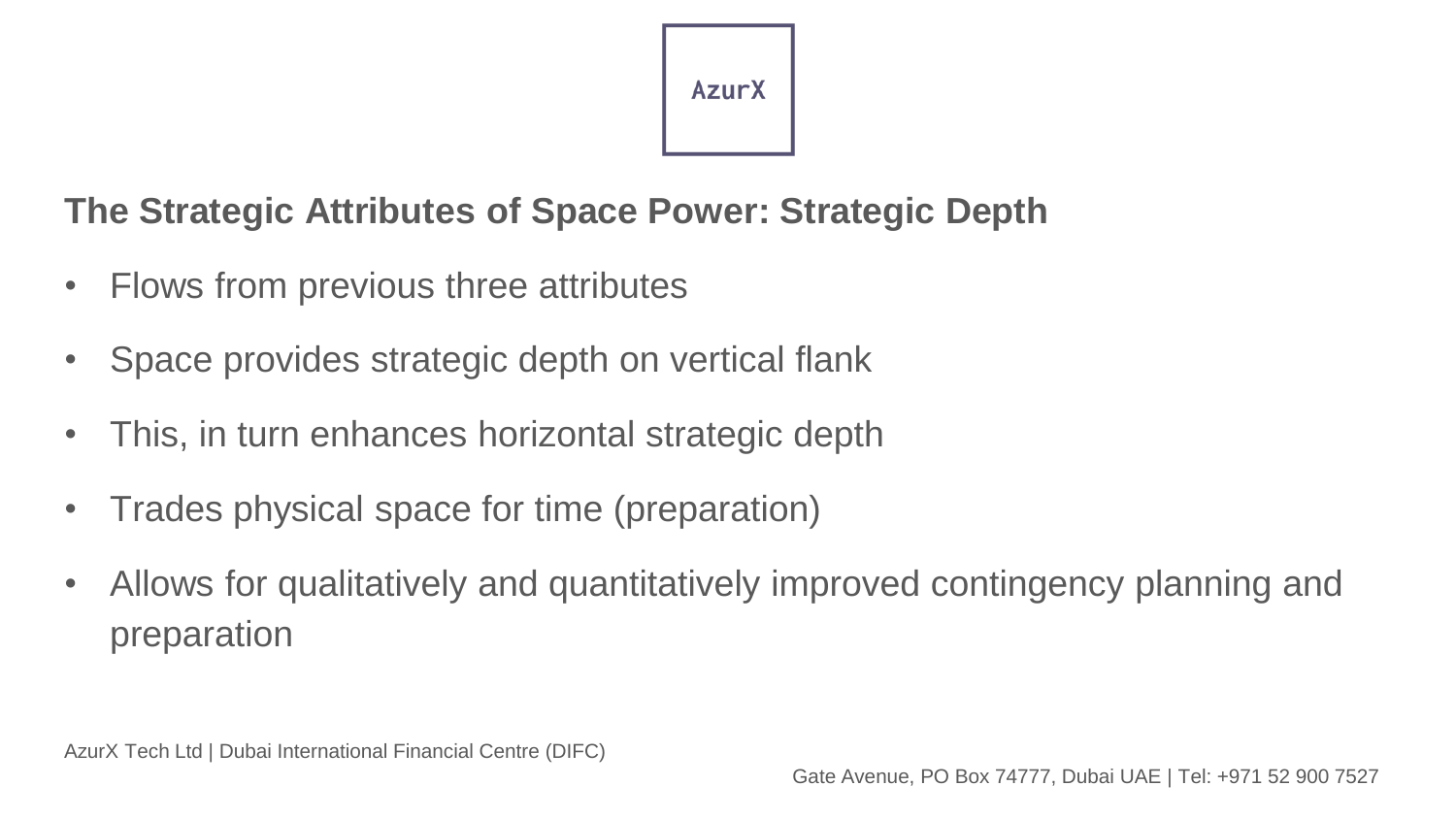## The Strategic Attributes of Space Power: Strategic Depth

- Flows from previous three attributes
- Space provides strategic depth on vertical flank
- This, in turn enhances horizontal strategic depth
- Trades physical space for time (preparation)
- Allows for qualitatively and quantitatively improved contingency planning and preparation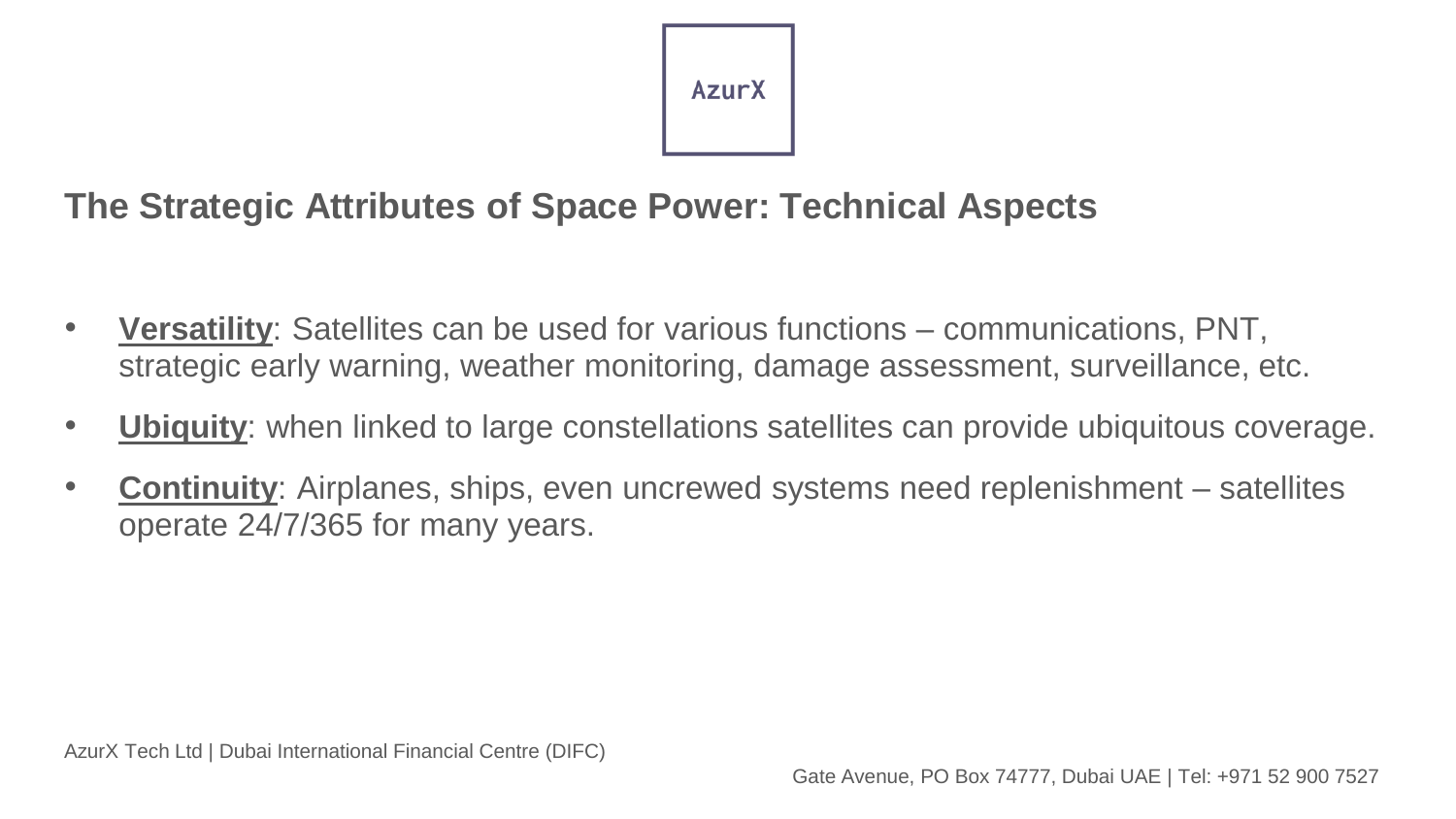AzurX

## The Strategic Attributes of Space Power: Technical Aspects

- **Versatility**: Satellites can be used for various functions – communications, PNT, strategic early warning, weather monitoring, damage assessment, surveillance, etc.
- **Ubiquity**: when linked to large constellations satellites can provide ubiquitous coverage.
- **Continuity**: Airplanes, ships, even uncrewed systems need replenishment – satellites operate 24/7/365 for many years.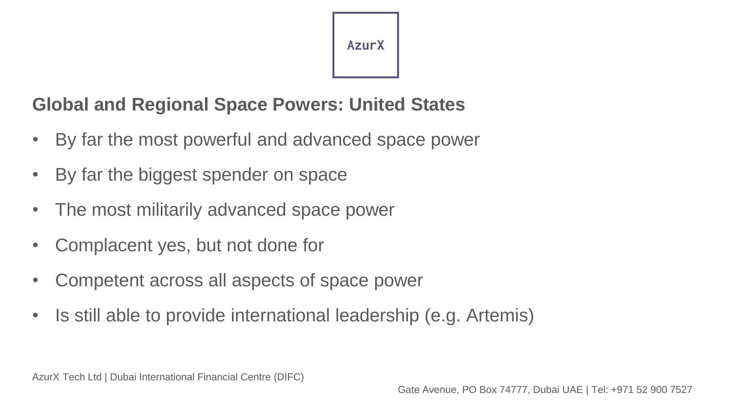## Global and Regional Space Powers: United States

- By far the most powerful and advanced space power
- By far the biggest spender on space
- The most militarily advanced space power
- Complacent yes, but not done for
- Competent across all aspects of space power
- Is still able to provide international leadership (e.g. Artemis)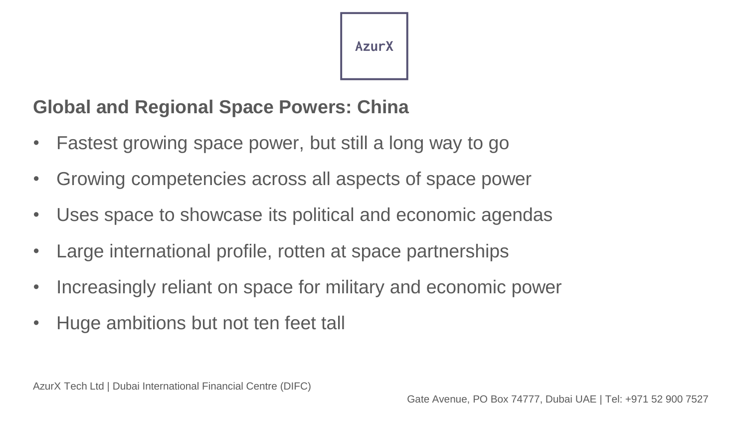## Global and Regional Space Powers: China

- Fastest growing space power, but still a long way to go
- Growing competencies across all aspects of space power
- Uses space to showcase its political and economic agendas
- Large international profile, rotten at space partnerships
- Increasingly reliant on space for military and economic power
- Huge ambitions but not ten feet tall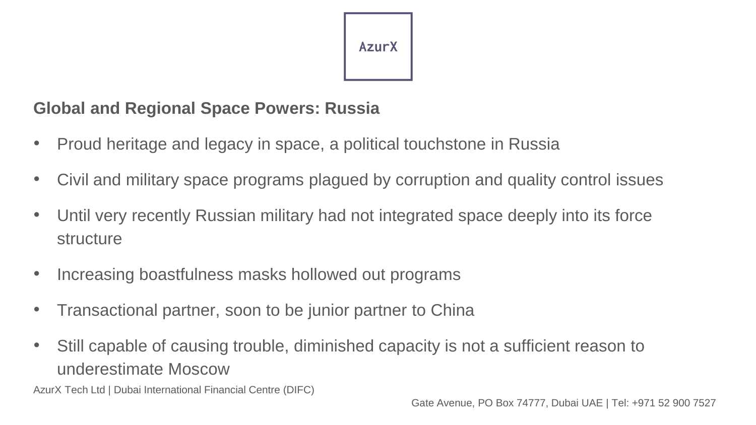## Global and Regional Space Powers: Russia

- Proud heritage and legacy in space, a political touchstone in Russia
- Civil and military space programs plagued by corruption and quality control issues
- Until very recently Russian military had not integrated space deeply into its force structure
- Increasing boastfulness masks hollowed out programs
- Transactional partner, soon to be junior partner to China
- Still capable of causing trouble, diminished capacity is not a sufficient reason to underestimate Moscow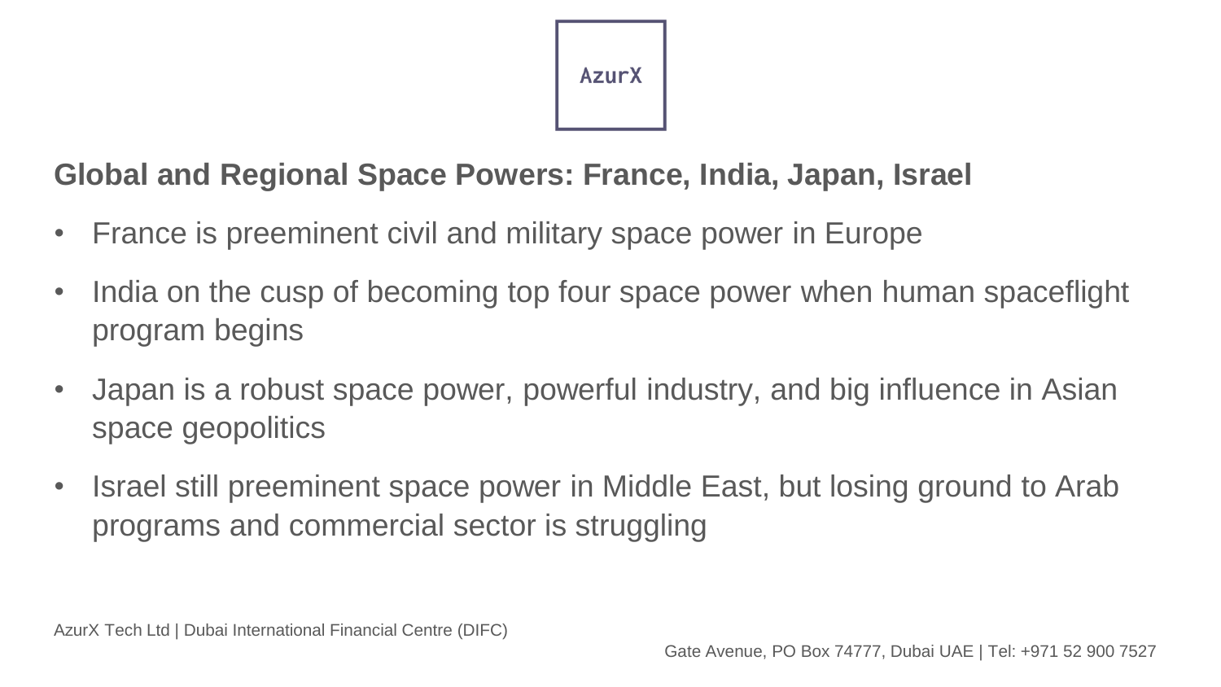AzurX

## Global and Regional Space Powers: France, India, Japan, Israel

- France is preeminent civil and military space power in Europe
- India on the cusp of becoming top four space power when human spaceflight program begins
- Japan is a robust space power, powerful industry, and big influence in Asian space geopolitics
- Israel still preeminent space power in Middle East, but losing ground to Arab programs and commercial sector is struggling

AzurX Tech Ltd | Dubai International Financial Centre (DIFC)

Gate Avenue, PO Box 74777, Dubai UAE | Tel: +971 52 900 7527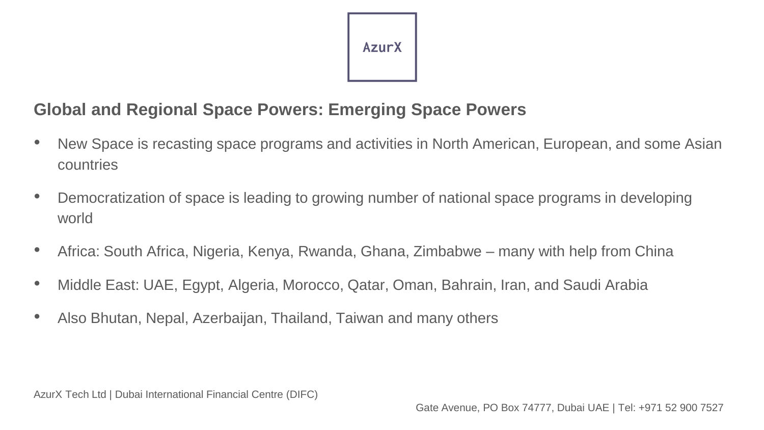## Global and Regional Space Powers: Emerging Space Powers

- New Space is recasting space programs and activities in North American, European, and some Asian countries
- Democratization of space is leading to growing number of national space programs in developing world
- Africa: South Africa, Nigeria, Kenya, Rwanda, Ghana, Zimbabwe – many with help from China
- Middle East: UAE, Egypt, Algeria, Morocco, Qatar, Oman, Bahrain, Iran, and Saudi Arabia
- Also Bhutan, Nepal, Azerbaijan, Thailand, Taiwan and many others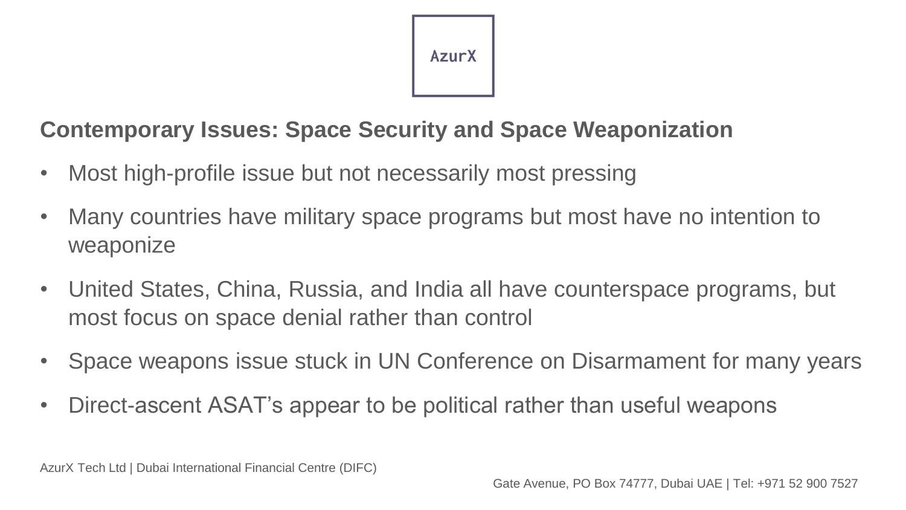## Contemporary Issues: Space Security and Space Weaponization

- Most high-profile issue but not necessarily most pressing
- Many countries have military space programs but most have no intention to weaponize
- United States, China, Russia, and India all have counterspace programs, but most focus on space denial rather than control
- Space weapons issue stuck in UN Conference on Disarmament for many years
- Direct-ascent ASAT's appear to be political rather than useful weapons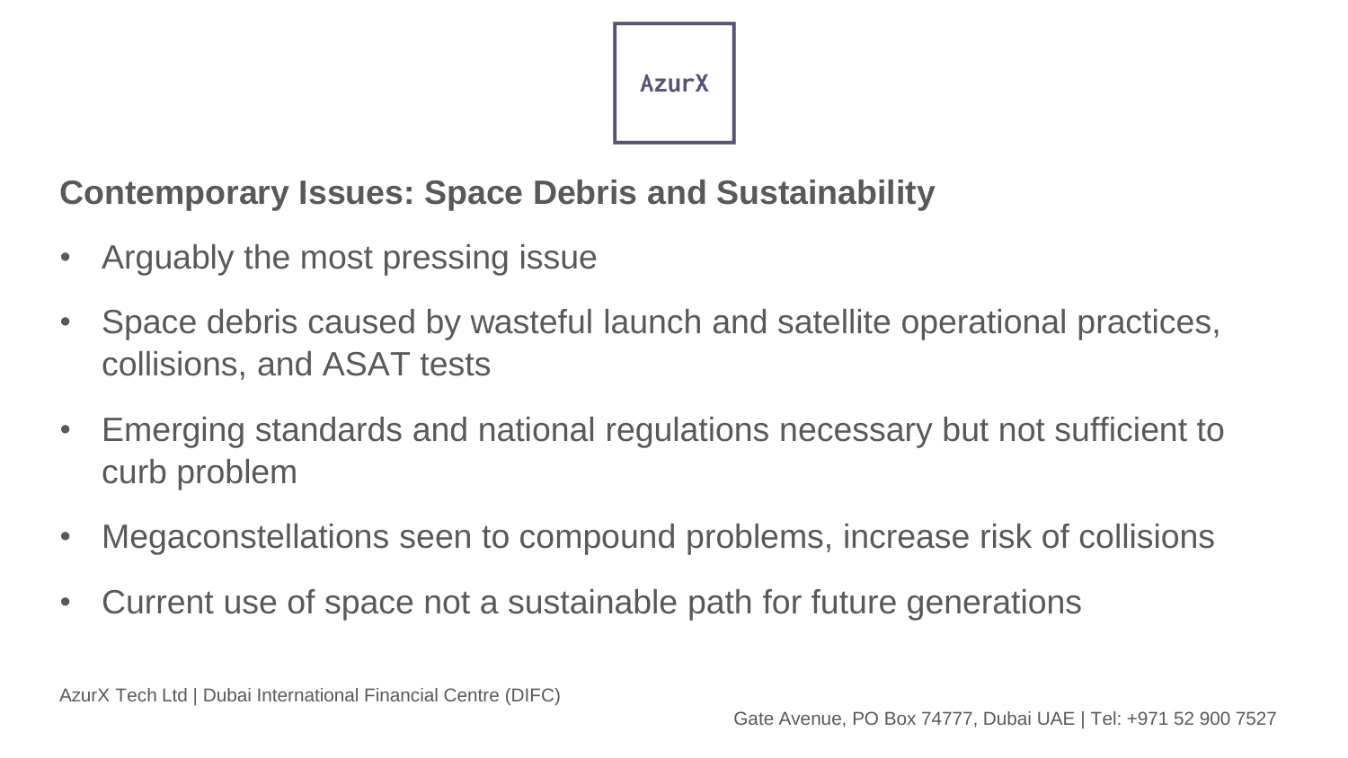## Contemporary Issues: Space Debris and Sustainability

- Arguably the most pressing issue
- Space debris caused by wasteful launch and satellite operational practices, collisions, and ASAT tests
- Emerging standards and national regulations necessary but not sufficient to curb problem
- Megaconstellations seen to compound problems, increase risk of collisions
- Current use of space not a sustainable path for future generations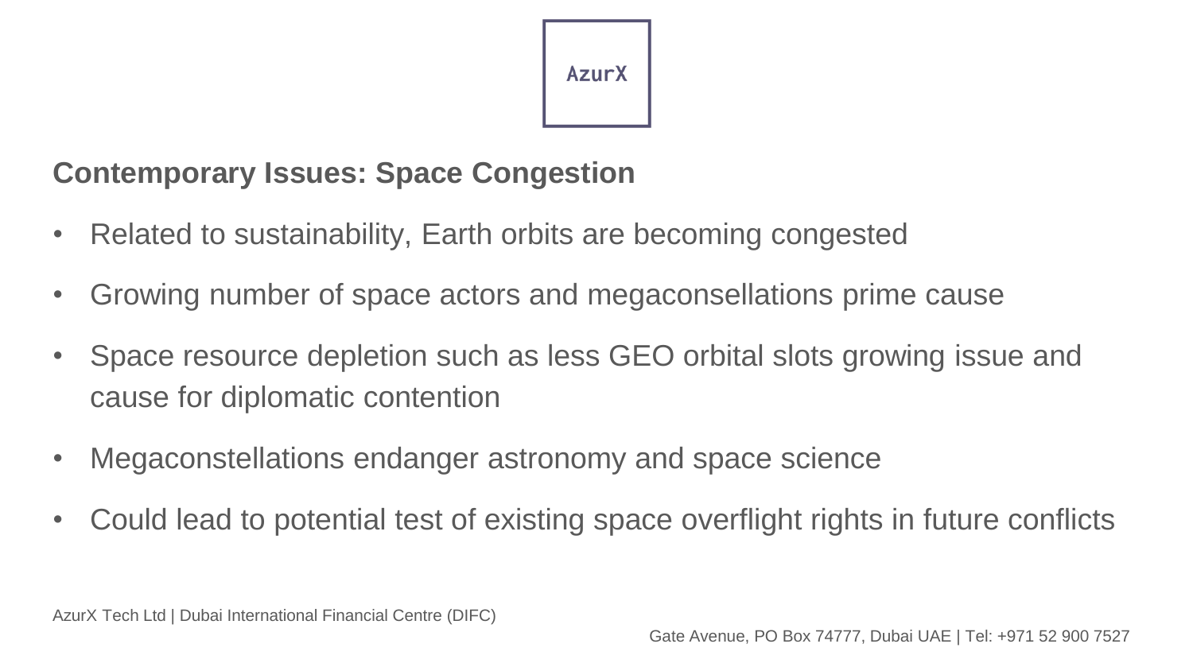AzurX

## Contemporary Issues: Space Congestion

- Related to sustainability, Earth orbits are becoming congested
- Growing number of space actors and megaconsellations prime cause
- Space resource depletion such as less GEO orbital slots growing issue and cause for diplomatic contention
- Megaconstellations endanger astronomy and space science
- Could lead to potential test of existing space overflight rights in future conflicts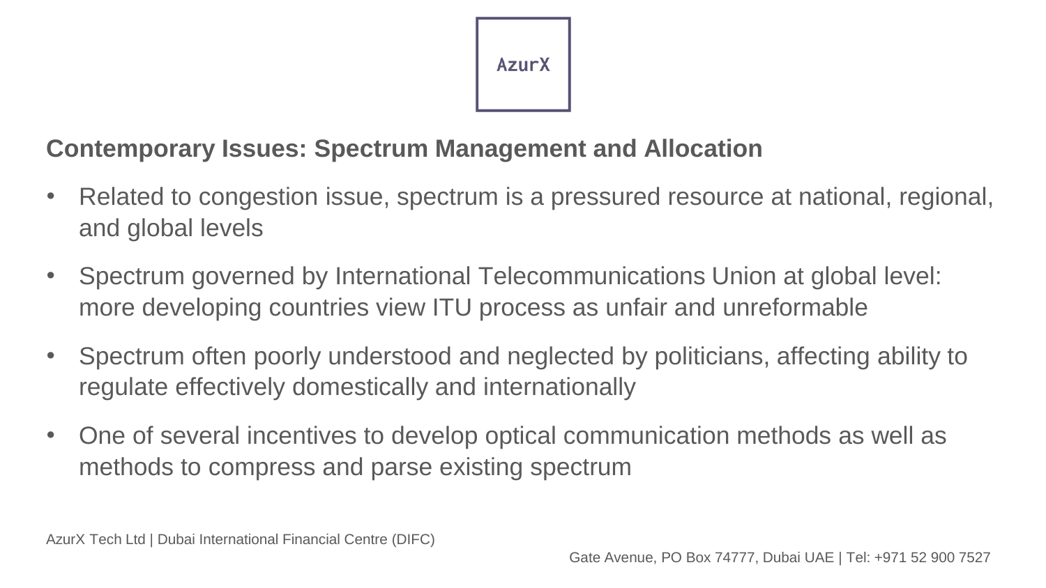## Contemporary Issues: Spectrum Management and Allocation

- Related to congestion issue, spectrum is a pressured resource at national, regional, and global levels
- Spectrum governed by International Telecommunications Union at global level: more developing countries view ITU process as unfair and unreformable
- Spectrum often poorly understood and neglected by politicians, affecting ability to regulate effectively domestically and internationally
- One of several incentives to develop optical communication methods as well as methods to compress and parse existing spectrum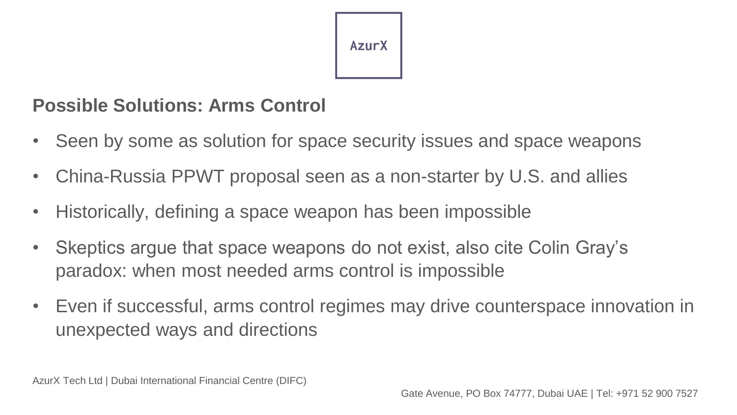## Possible Solutions: Arms Control

- Seen by some as solution for space security issues and space weapons
- China-Russia PPWT proposal seen as a non-starter by U.S. and allies
- Historically, defining a space weapon has been impossible
- Skeptics argue that space weapons do not exist, also cite Colin Gray's paradox: when most needed arms control is impossible
- Even if successful, arms control regimes may drive counterspace innovation in unexpected ways and directions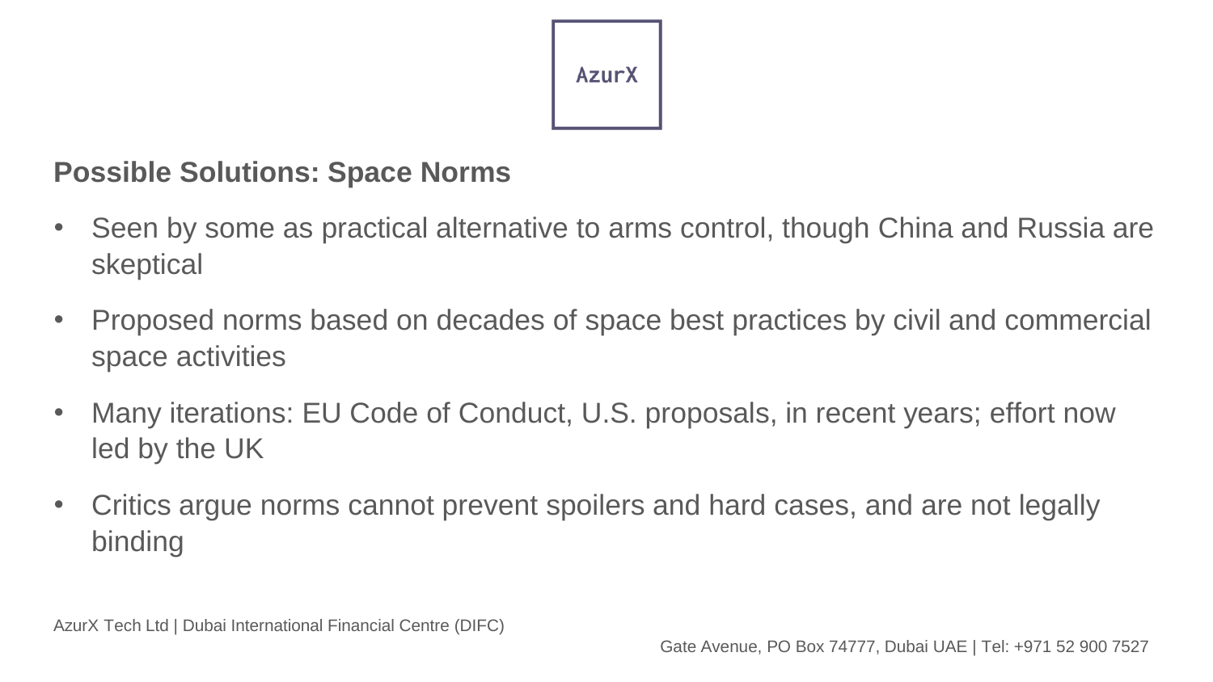## Possible Solutions: Space Norms

- Seen by some as practical alternative to arms control, though China and Russia are skeptical
- Proposed norms based on decades of space best practices by civil and commercial space activities
- Many iterations: EU Code of Conduct, U.S. proposals, in recent years; effort now led by the UK
- Critics argue norms cannot prevent spoilers and hard cases, and are not legally binding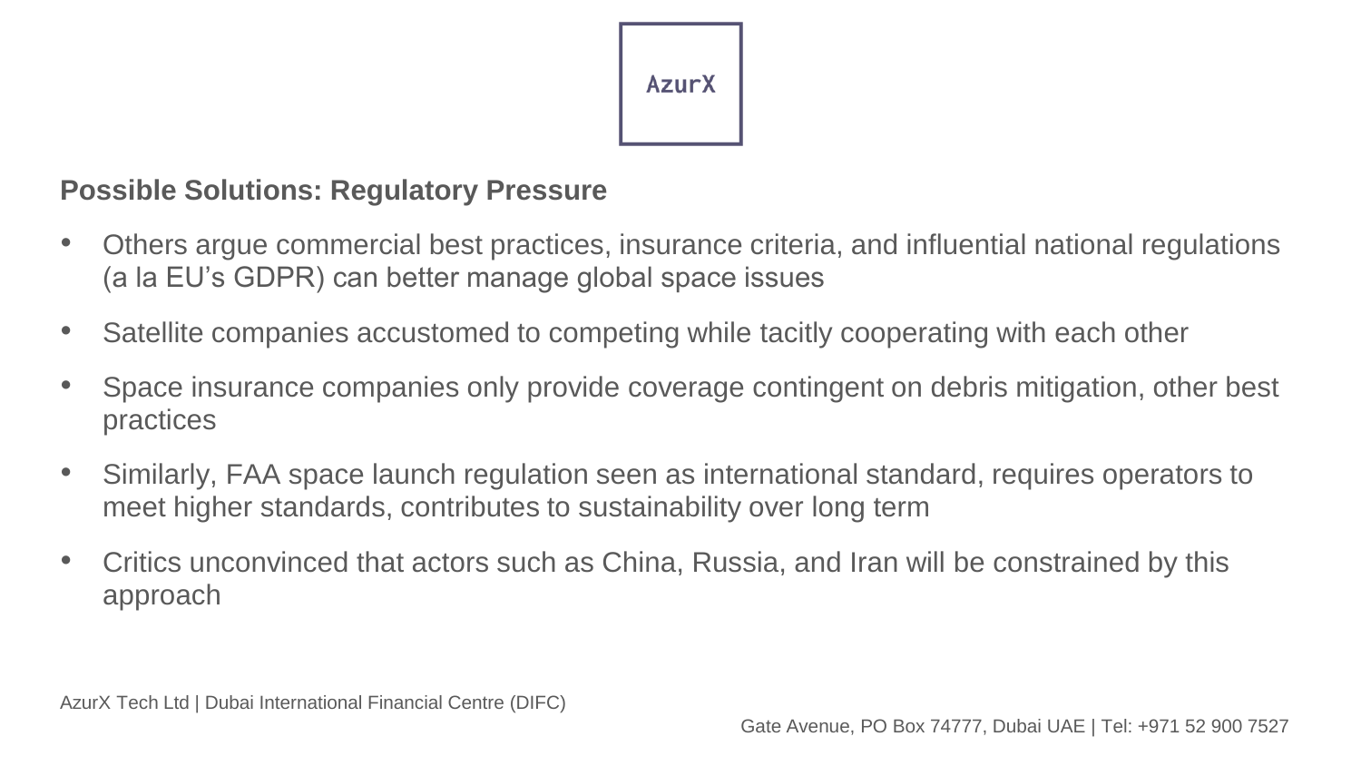AzurX

## Possible Solutions: Regulatory Pressure

- Others argue commercial best practices, insurance criteria, and influential national regulations (a la EU's GDPR) can better manage global space issues
- Satellite companies accustomed to competing while tacitly cooperating with each other
- Space insurance companies only provide coverage contingent on debris mitigation, other best practices
- Similarly, FAA space launch regulation seen as international standard, requires operators to meet higher standards, contributes to sustainability over long term
- Critics unconvinced that actors such as China, Russia, and Iran will be constrained by this approach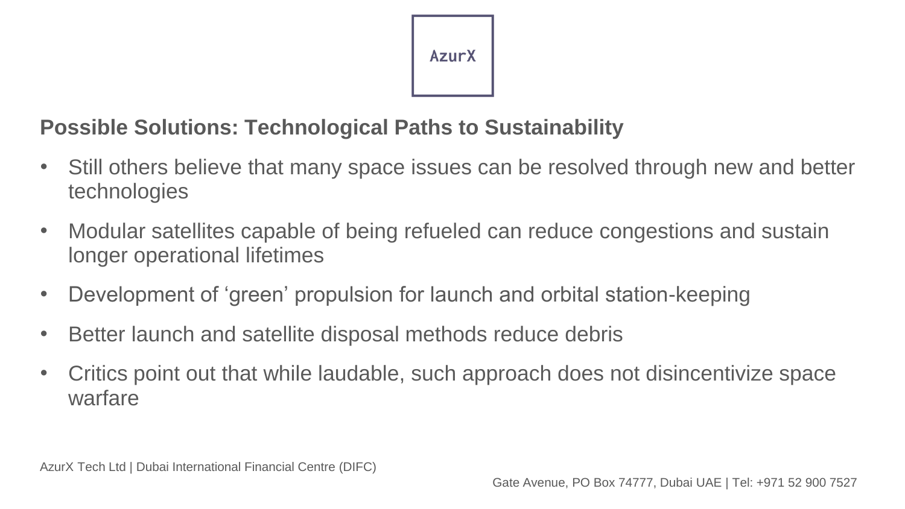## Possible Solutions: Technological Paths to Sustainability

- Still others believe that many space issues can be resolved through new and better technologies
- Modular satellites capable of being refueled can reduce congestions and sustain longer operational lifetimes
- Development of ‘green’ propulsion for launch and orbital station-keeping
- Better launch and satellite disposal methods reduce debris
- Critics point out that while laudable, such approach does not disincentivize space warfare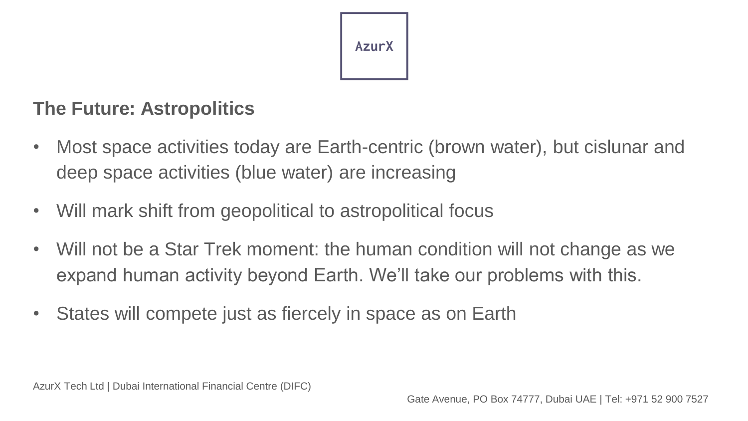## The Future: Astropolitics

- Most space activities today are Earth-centric (brown water), but cislunar and deep space activities (blue water) are increasing
- Will mark shift from geopolitical to astropolitical focus
- Will not be a Star Trek moment: the human condition will not change as we expand human activity beyond Earth. We'll take our problems with this.
- States will compete just as fiercely in space as on Earth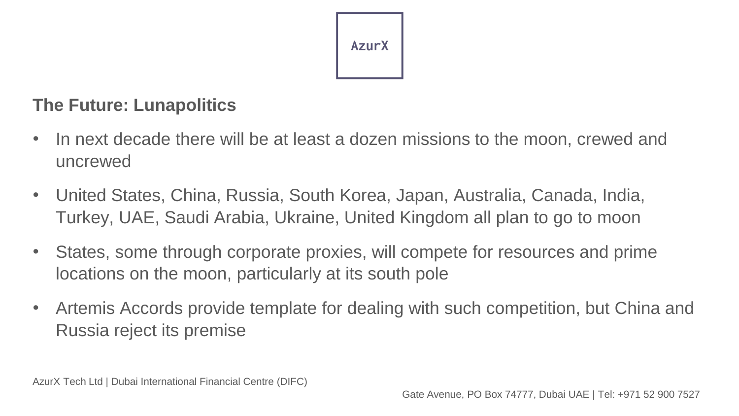## The Future: Lunapolitics

- In next decade there will be at least a dozen missions to the moon, crewed and uncrewed
- United States, China, Russia, South Korea, Japan, Australia, Canada, India, Turkey, UAE, Saudi Arabia, Ukraine, United Kingdom all plan to go to moon
- States, some through corporate proxies, will compete for resources and prime locations on the moon, particularly at its south pole
- Artemis Accords provide template for dealing with such competition, but China and Russia reject its premise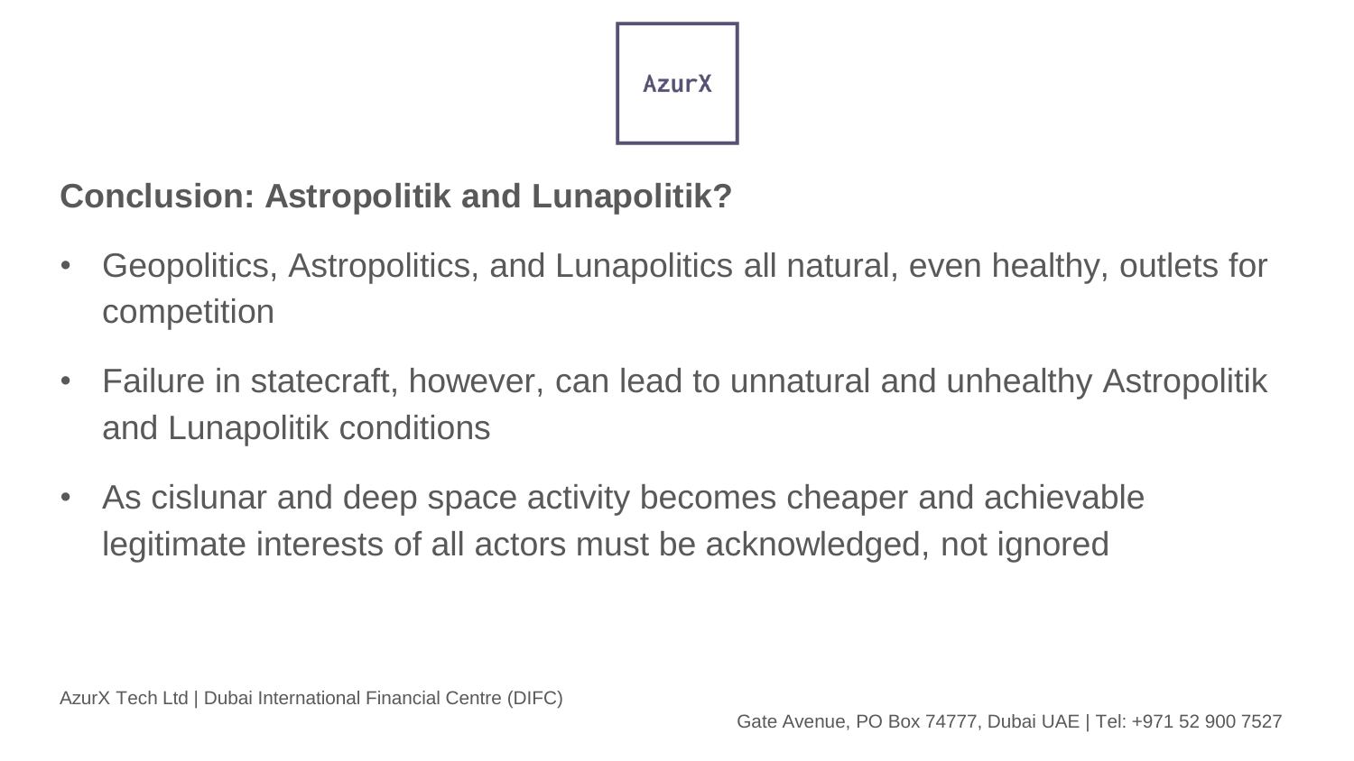## Conclusion: Astropolitik and Lunapolitik?

- Geopolitics, Astropolitics, and Lunapolitics all natural, even healthy, outlets for competition
- Failure in statecraft, however, can lead to unnatural and unhealthy Astropolitik and Lunapolitik conditions
- As cislunar and deep space activity becomes cheaper and achievable legitimate interests of all actors must be acknowledged, not ignored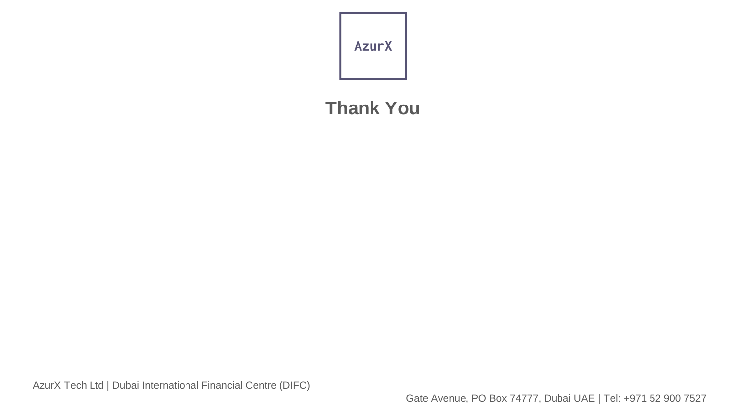AzurX

# Thank You

AzurX Tech Ltd | Dubai International Financial Centre (DIFC)

Gate Avenue, PO Box 74777, Dubai UAE | Tel: +971 52 900 7527